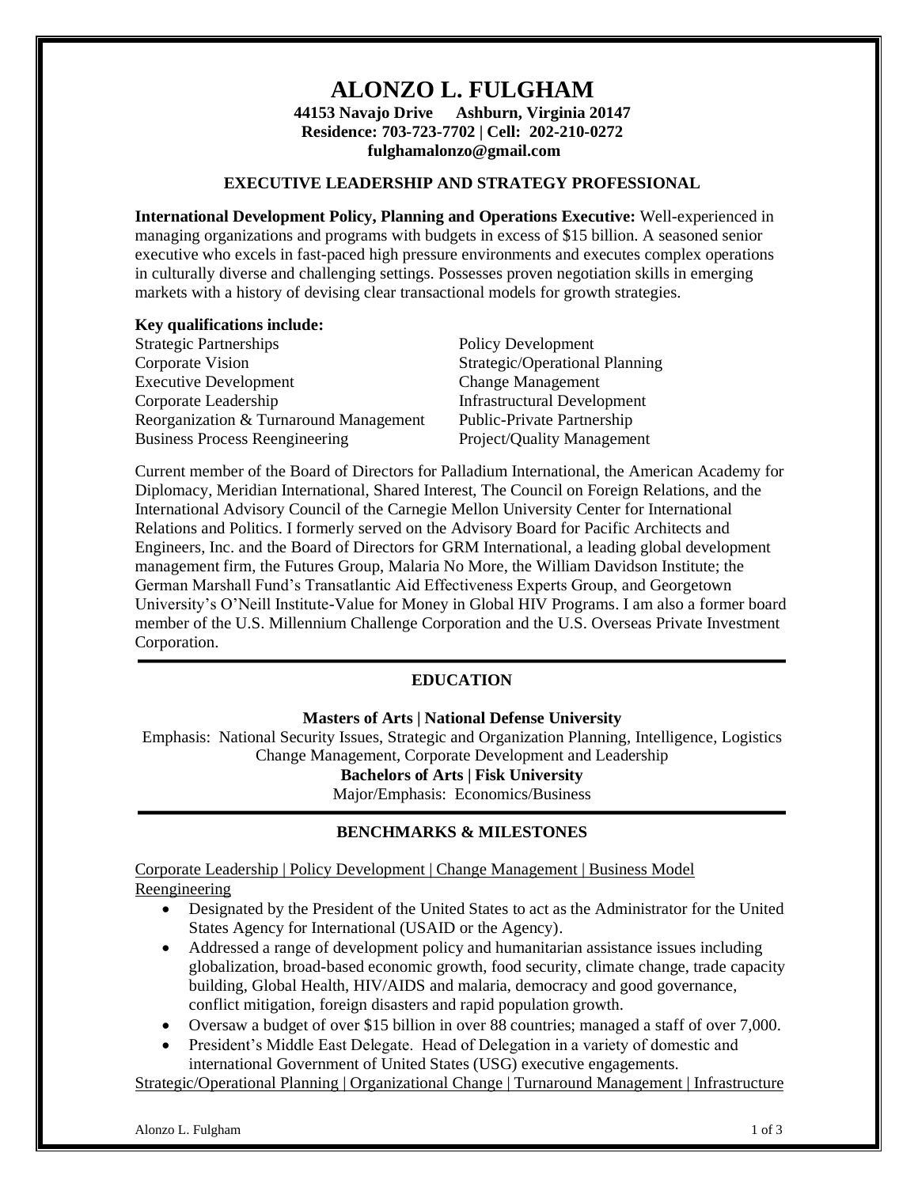# ALONZO L. FULGHAM

**44153 Navajo Drive Ashburn, Virginia 20147**
**Residence: 703-723-7702 | Cell: 202-210-0272**
**fulghamalonzo@gmail.com**

## EXECUTIVE LEADERSHIP AND STRATEGY PROFESSIONAL

**International Development Policy, Planning and Operations Executive:** Well-experienced in managing organizations and programs with budgets in excess of $15 billion. A seasoned senior executive who excels in fast-paced high pressure environments and executes complex operations in culturally diverse and challenging settings. Possesses proven negotiation skills in emerging markets with a history of devising clear transactional models for growth strategies.

**Key qualifications include:**

- Strategic Partnerships
- Corporate Vision
- Executive Development
- Corporate Leadership
- Reorganization & Turnaround Management
- Business Process Reengineering
- Policy Development
- Strategic/Operational Planning
- Change Management
- Infrastructural Development
- Public-Private Partnership
- Project/Quality Management

Current member of the Board of Directors for Palladium International, the American Academy for Diplomacy, Meridian International, Shared Interest, The Council on Foreign Relations, and the International Advisory Council of the Carnegie Mellon University Center for International Relations and Politics. I formerly served on the Advisory Board for Pacific Architects and Engineers, Inc. and the Board of Directors for GRM International, a leading global development management firm, the Futures Group, Malaria No More, the William Davidson Institute; the German Marshall Fund's Transatlantic Aid Effectiveness Experts Group, and Georgetown University's O'Neill Institute-Value for Money in Global HIV Programs. I am also a former board member of the U.S. Millennium Challenge Corporation and the U.S. Overseas Private Investment Corporation.

## EDUCATION

**Masters of Arts | National Defense University**

Emphasis: National Security Issues, Strategic and Organization Planning, Intelligence, Logistics Change Management, Corporate Development and Leadership

**Bachelors of Arts | Fisk University**

Major/Emphasis: Economics/Business

## BENCHMARKS & MILESTONES

Corporate Leadership | Policy Development | Change Management | Business Model Reengineering

- Designated by the President of the United States to act as the Administrator for the United States Agency for International (USAID or the Agency).
- Addressed a range of development policy and humanitarian assistance issues including globalization, broad-based economic growth, food security, climate change, trade capacity building, Global Health, HIV/AIDS and malaria, democracy and good governance, conflict mitigation, foreign disasters and rapid population growth.
- Oversaw a budget of over $15 billion in over 88 countries; managed a staff of over 7,000.
- President's Middle East Delegate. Head of Delegation in a variety of domestic and international Government of United States (USG) executive engagements.

Strategic/Operational Planning | Organizational Change | Turnaround Management | Infrastructure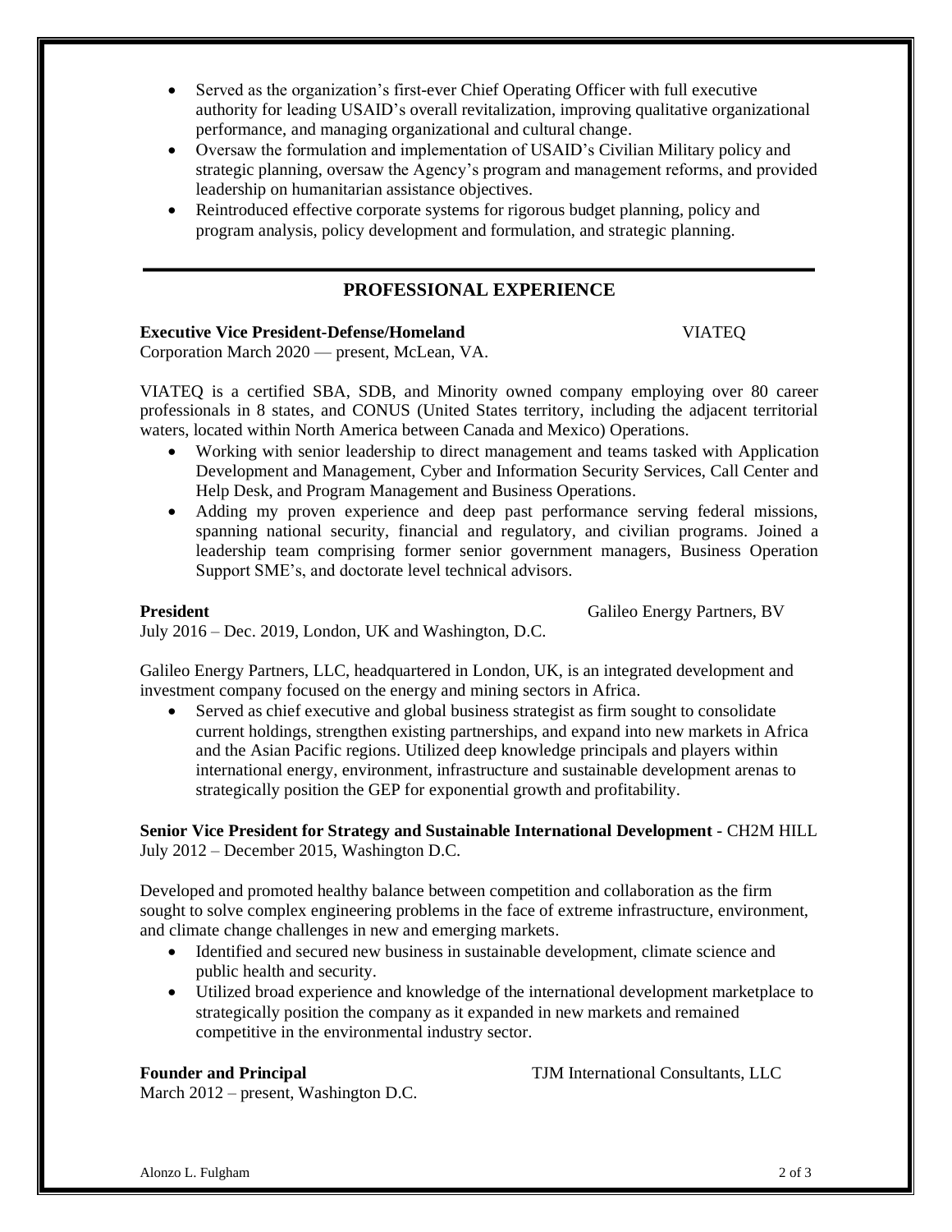- Served as the organization's first-ever Chief Operating Officer with full executive authority for leading USAID's overall revitalization, improving qualitative organizational performance, and managing organizational and cultural change.
- Oversaw the formulation and implementation of USAID's Civilian Military policy and strategic planning, oversaw the Agency's program and management reforms, and provided leadership on humanitarian assistance objectives.
- Reintroduced effective corporate systems for rigorous budget planning, policy and program analysis, policy development and formulation, and strategic planning.

---

## PROFESSIONAL EXPERIENCE

**Executive Vice President-Defense/Homeland** VIATEQ Corporation March 2020 — present, McLean, VA.

VIATEQ is a certified SBA, SDB, and Minority owned company employing over 80 career professionals in 8 states, and CONUS (United States territory, including the adjacent territorial waters, located within North America between Canada and Mexico) Operations.

- Working with senior leadership to direct management and teams tasked with Application Development and Management, Cyber and Information Security Services, Call Center and Help Desk, and Program Management and Business Operations.
- Adding my proven experience and deep past performance serving federal missions, spanning national security, financial and regulatory, and civilian programs. Joined a leadership team comprising former senior government managers, Business Operation Support SME's, and doctorate level technical advisors.

**President** Galileo Energy Partners, BV
July 2016 – Dec. 2019, London, UK and Washington, D.C.

Galileo Energy Partners, LLC, headquartered in London, UK, is an integrated development and investment company focused on the energy and mining sectors in Africa.

- Served as chief executive and global business strategist as firm sought to consolidate current holdings, strengthen existing partnerships, and expand into new markets in Africa and the Asian Pacific regions. Utilized deep knowledge principals and players within international energy, environment, infrastructure and sustainable development arenas to strategically position the GEP for exponential growth and profitability.

**Senior Vice President for Strategy and Sustainable International Development** - CH2M HILL
July 2012 – December 2015, Washington D.C.

Developed and promoted healthy balance between competition and collaboration as the firm sought to solve complex engineering problems in the face of extreme infrastructure, environment, and climate change challenges in new and emerging markets.

- Identified and secured new business in sustainable development, climate science and public health and security.
- Utilized broad experience and knowledge of the international development marketplace to strategically position the company as it expanded in new markets and remained competitive in the environmental industry sector.

**Founder and Principal** TJM International Consultants, LLC
March 2012 – present, Washington D.C.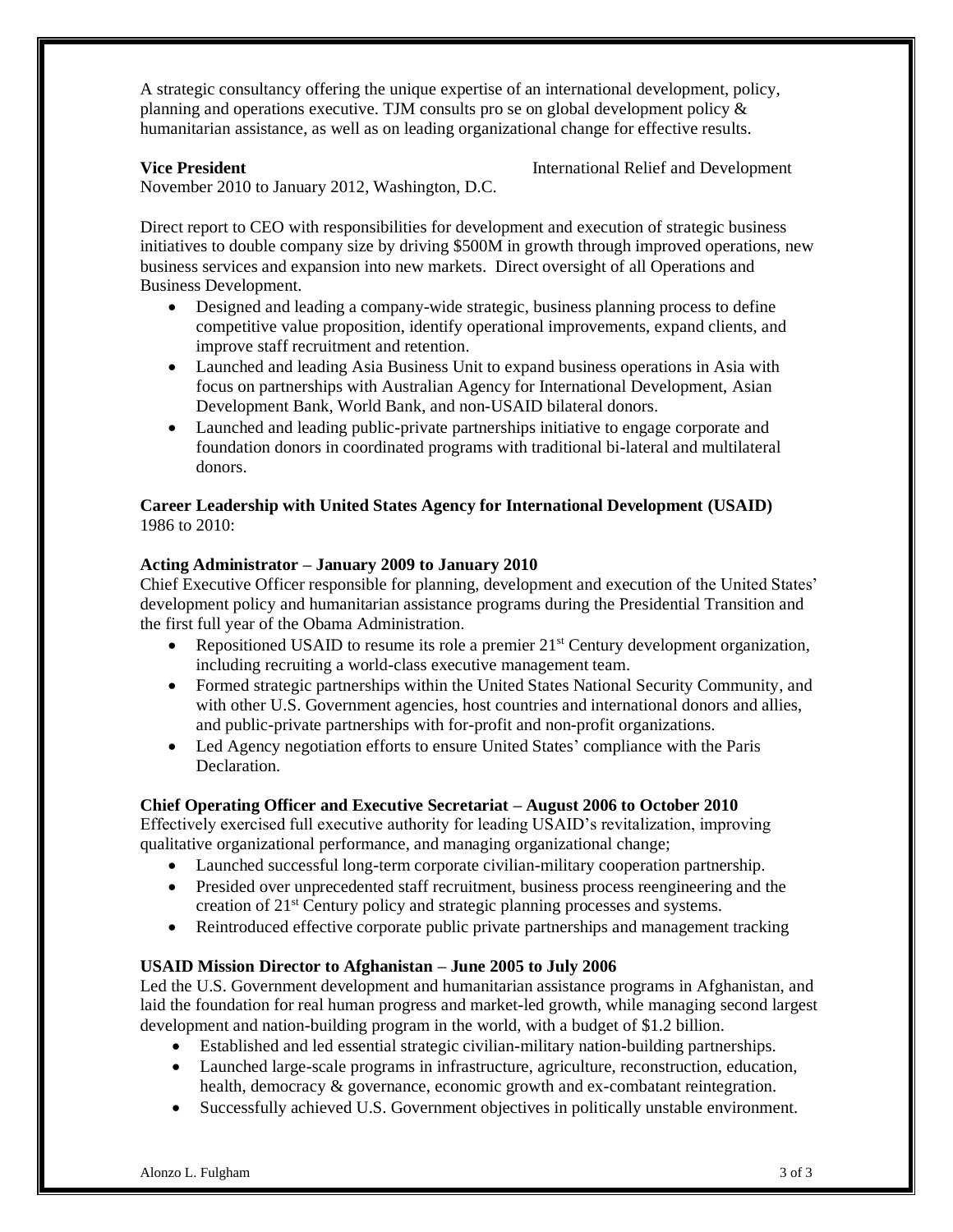A strategic consultancy offering the unique expertise of an international development, policy, planning and operations executive. TJM consults pro se on global development policy & humanitarian assistance, as well as on leading organizational change for effective results.

**Vice President** International Relief and Development
November 2010 to January 2012, Washington, D.C.

Direct report to CEO with responsibilities for development and execution of strategic business initiatives to double company size by driving $500M in growth through improved operations, new business services and expansion into new markets. Direct oversight of all Operations and Business Development.

- Designed and leading a company-wide strategic, business planning process to define competitive value proposition, identify operational improvements, expand clients, and improve staff recruitment and retention.
- Launched and leading Asia Business Unit to expand business operations in Asia with focus on partnerships with Australian Agency for International Development, Asian Development Bank, World Bank, and non-USAID bilateral donors.
- Launched and leading public-private partnerships initiative to engage corporate and foundation donors in coordinated programs with traditional bi-lateral and multilateral donors.

**Career Leadership with United States Agency for International Development (USAID)**
1986 to 2010:

**Acting Administrator – January 2009 to January 2010**
Chief Executive Officer responsible for planning, development and execution of the United States' development policy and humanitarian assistance programs during the Presidential Transition and the first full year of the Obama Administration.

- Repositioned USAID to resume its role a premier 21st Century development organization, including recruiting a world-class executive management team.
- Formed strategic partnerships within the United States National Security Community, and with other U.S. Government agencies, host countries and international donors and allies, and public-private partnerships with for-profit and non-profit organizations.
- Led Agency negotiation efforts to ensure United States' compliance with the Paris Declaration.

**Chief Operating Officer and Executive Secretariat – August 2006 to October 2010**
Effectively exercised full executive authority for leading USAID's revitalization, improving qualitative organizational performance, and managing organizational change;

- Launched successful long-term corporate civilian-military cooperation partnership.
- Presided over unprecedented staff recruitment, business process reengineering and the creation of 21st Century policy and strategic planning processes and systems.
- Reintroduced effective corporate public private partnerships and management tracking

**USAID Mission Director to Afghanistan – June 2005 to July 2006**
Led the U.S. Government development and humanitarian assistance programs in Afghanistan, and laid the foundation for real human progress and market-led growth, while managing second largest development and nation-building program in the world, with a budget of $1.2 billion.

- Established and led essential strategic civilian-military nation-building partnerships.
- Launched large-scale programs in infrastructure, agriculture, reconstruction, education, health, democracy & governance, economic growth and ex-combatant reintegration.
- Successfully achieved U.S. Government objectives in politically unstable environment.